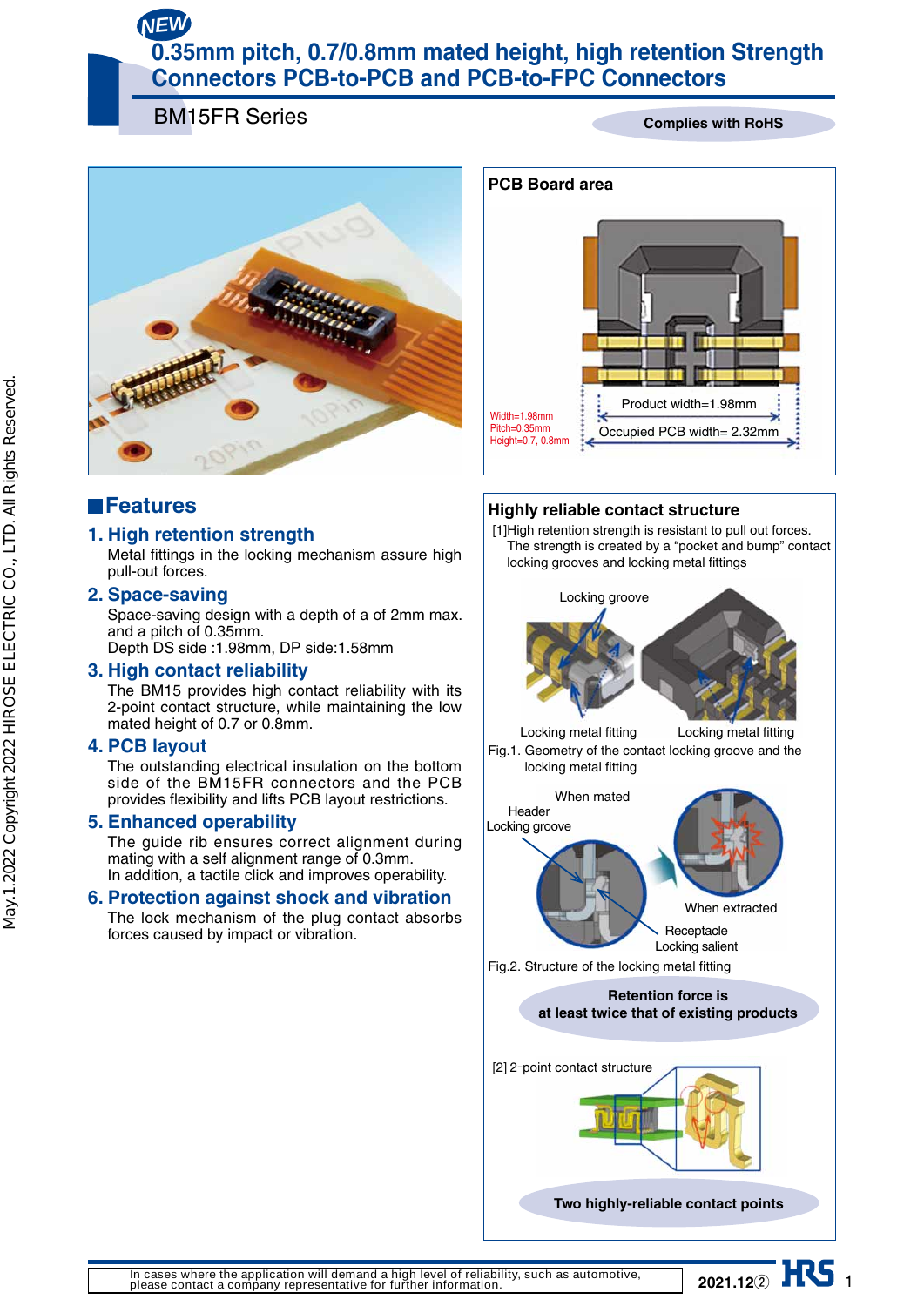NEW

# 0.35mm pitch, 0.7/0.8mm mated height, high retention Strength Connectors PCB-to-PCB and PCB-to-FPC Connectors

BM15FR Series

Complies with RoHS

## PCB Board area

Width=1.98mm
Pitch=0.35mm
Height=0.7, 0.8mm

Product width=1.98mm

Occupied PCB width= 2.32mm

## Features

### 1. High retention strength

Metal fittings in the locking mechanism assure high pull-out forces.

### 2. Space-saving

Space-saving design with a depth of a of 2mm max. and a pitch of 0.35mm.
Depth DS side :1.98mm, DP side:1.58mm

### 3. High contact reliability

The BM15 provides high contact reliability with its 2-point contact structure, while maintaining the low mated height of 0.7 or 0.8mm.

### 4. PCB layout

The outstanding electrical insulation on the bottom side of the BM15FR connectors and the PCB provides flexibility and lifts PCB layout restrictions.

### 5. Enhanced operability

The guide rib ensures correct alignment during mating with a self alignment range of 0.3mm.
In addition, a tactile click and improves operability.

### 6. Protection against shock and vibration

The lock mechanism of the plug contact absorbs forces caused by impact or vibration.

## Highly reliable contact structure

[1]High retention strength is resistant to pull out forces.
The strength is created by a "pocket and bump" contact locking grooves and locking metal fittings

Locking groove

Locking metal fitting

Locking metal fitting

Fig.1. Geometry of the contact locking groove and the locking metal fitting

When mated

Header
Locking groove

When extracted

Receptacle
Locking salient

Fig.2. Structure of the locking metal fitting

**Retention force is at least twice that of existing products**

[2] 2-point contact structure

**Two highly-reliable contact points**

In cases where the application will demand a high level of reliability, such as automotive, please contact a company representative for further information.

2021.12②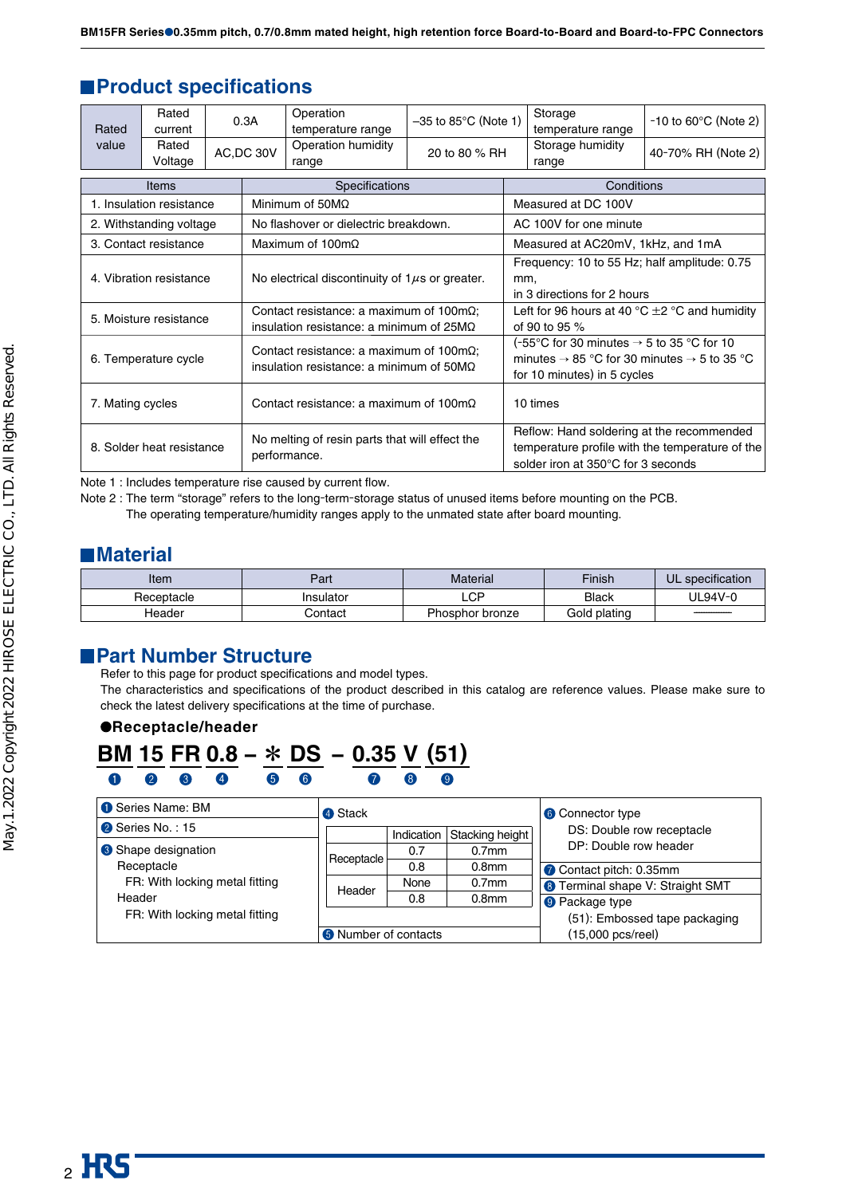## Product specifications

| Rated value | Rated current | 0.3A | Operation temperature range | –35 to 85°C (Note 1) | Storage temperature range | -10 to 60°C (Note 2) |
|---|---|---|---|---|---|---|
| | Rated Voltage | AC,DC 30V | Operation humidity range | 20 to 80 % RH | Storage humidity range | 40-70% RH (Note 2) |

| Items | Specifications | Conditions |
|---|---|---|
| 1. Insulation resistance | Minimum of 50MΩ | Measured at DC 100V |
| 2. Withstanding voltage | No flashover or dielectric breakdown. | AC 100V for one minute |
| 3. Contact resistance | Maximum of 100mΩ | Measured at AC20mV, 1kHz, and 1mA |
| 4. Vibration resistance | No electrical discontinuity of 1$\mu$s or greater. | Frequency: 10 to 55 Hz; half amplitude: 0.75 mm, in 3 directions for 2 hours |
| 5. Moisture resistance | Contact resistance: a maximum of 100mΩ; insulation resistance: a minimum of 25MΩ | Left for 96 hours at 40 °C ±2 °C and humidity of 90 to 95 % |
| 6. Temperature cycle | Contact resistance: a maximum of 100mΩ; insulation resistance: a minimum of 50MΩ | (-55°C for 30 minutes → 5 to 35 °C for 10 minutes → 85 °C for 30 minutes → 5 to 35 °C for 10 minutes) in 5 cycles |
| 7. Mating cycles | Contact resistance: a maximum of 100mΩ | 10 times |
| 8. Solder heat resistance | No melting of resin parts that will effect the performance. | Reflow: Hand soldering at the recommended temperature profile with the temperature of the solder iron at 350°C for 3 seconds |

Note 1 : Includes temperature rise caused by current flow.
Note 2 : The term "storage" refers to the long-term-storage status of unused items before mounting on the PCB.
The operating temperature/humidity ranges apply to the unmated state after board mounting.

## Material

| Item | Part | Material | Finish | UL specification |
|---|---|---|---|---|
| Receptacle | Insulator | LCP | Black | UL94V-0 |
| Header | Contact | Phosphor bronze | Gold plating | ——— |

## Part Number Structure

Refer to this page for product specifications and model types.
The characteristics and specifications of the product described in this catalog are reference values. Please make sure to check the latest delivery specifications at the time of purchase.

### ●Receptacle/header

**BM 15 FR 0.8 – ✻ DS – 0.35 V (51)**
❶ ❷ ❸ ❹ ❺ ❻ ❼ ❽ ❾

❶ Series Name: BM

❷ Series No. : 15

❸ Shape designation
- Receptacle
  - FR: With locking metal fitting
- Header
  - FR: With locking metal fitting

❹ Stack

| | Indication | Stacking height |
|---|---|---|
| Receptacle | 0.7 | 0.7mm |
| | 0.8 | 0.8mm |
| Header | None | 0.7mm |
| | 0.8 | 0.8mm |

❺ Number of contacts

❻ Connector type
- DS: Double row receptacle
- DP: Double row header

❼ Contact pitch: 0.35mm

❽ Terminal shape V: Straight SMT

❾ Package type
- (51): Embossed tape packaging (15,000 pcs/reel)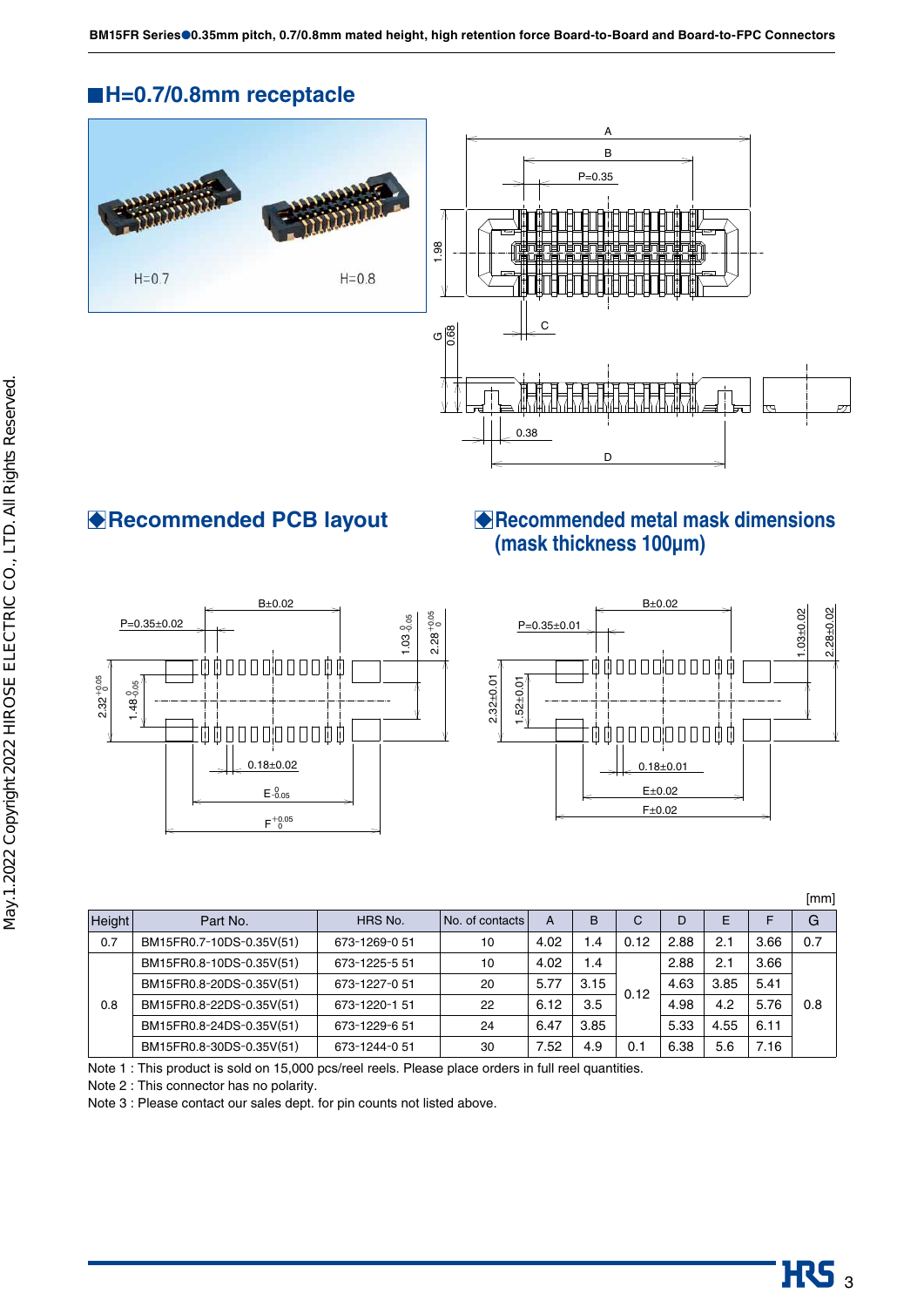## ■H=0.7/0.8mm receptacle

## ◆Recommended PCB layout

## ◆Recommended metal mask dimensions (mask thickness 100μm)

[mm]

| Height | Part No. | HRS No. | No. of contacts | A | B | C | D | E | F | G |
|---|---|---|---|---|---|---|---|---|---|---|
| 0.7 | BM15FR0.7-10DS-0.35V(51) | 673-1269-0 51 | 10 | 4.02 | 1.4 | 0.12 | 2.88 | 2.1 | 3.66 | 0.7 |
| 0.8 | BM15FR0.8-10DS-0.35V(51) | 673-1225-5 51 | 10 | 4.02 | 1.4 | 0.12 | 2.88 | 2.1 | 3.66 | 0.8 |
| | BM15FR0.8-20DS-0.35V(51) | 673-1227-0 51 | 20 | 5.77 | 3.15 | | 4.63 | 3.85 | 5.41 | |
| | BM15FR0.8-22DS-0.35V(51) | 673-1220-1 51 | 22 | 6.12 | 3.5 | | 4.98 | 4.2 | 5.76 | |
| | BM15FR0.8-24DS-0.35V(51) | 673-1229-6 51 | 24 | 6.47 | 3.85 | | 5.33 | 4.55 | 6.11 | |
| | BM15FR0.8-30DS-0.35V(51) | 673-1244-0 51 | 30 | 7.52 | 4.9 | 0.1 | 6.38 | 5.6 | 7.16 | |

Note 1 : This product is sold on 15,000 pcs/reel reels. Please place orders in full reel quantities.

Note 2 : This connector has no polarity.

Note 3 : Please contact our sales dept. for pin counts not listed above.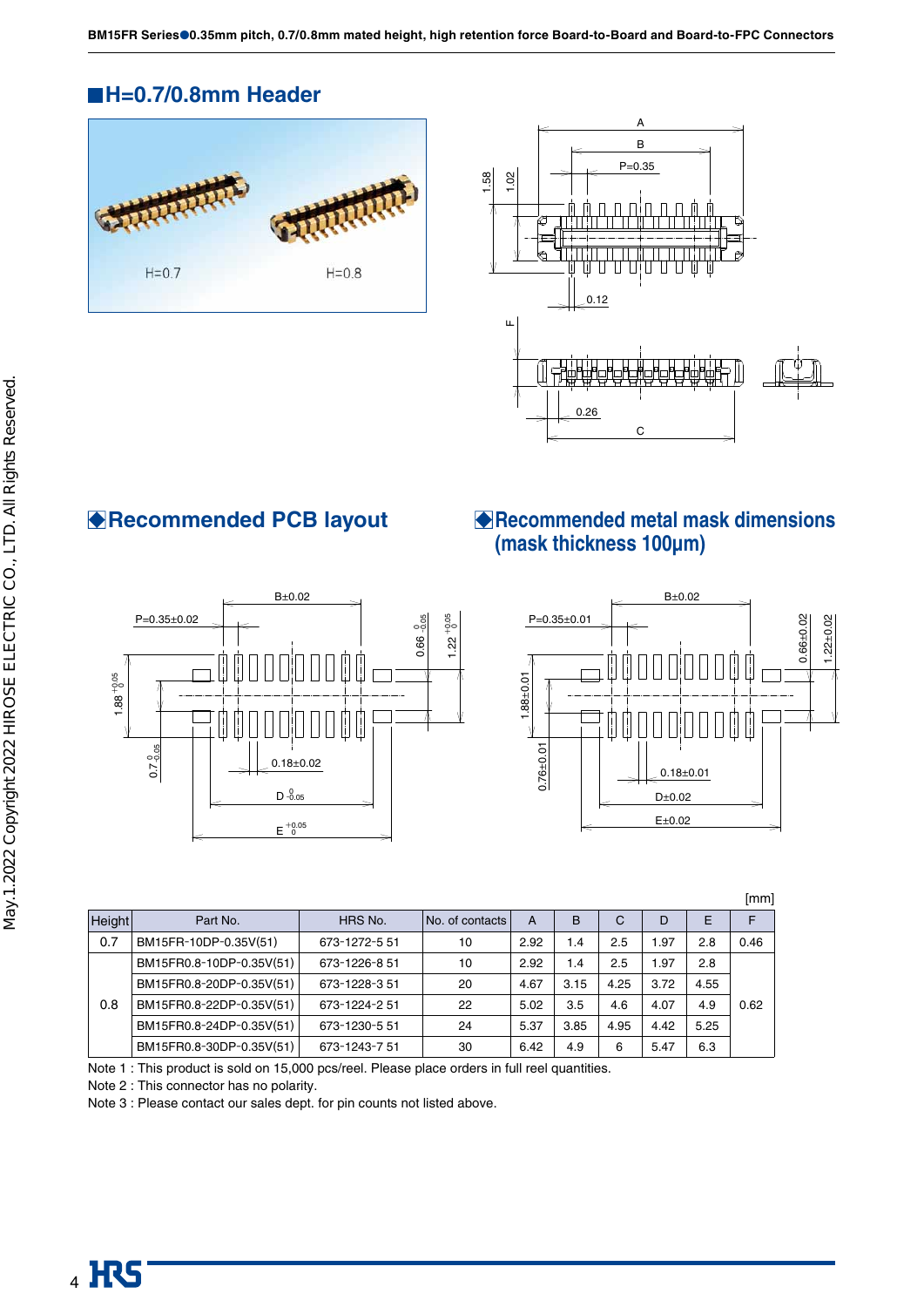## ■H=0.7/0.8mm Header

## ◆Recommended PCB layout

## ◆Recommended metal mask dimensions (mask thickness 100μm)

[mm]

| Height | Part No. | HRS No. | No. of contacts | A | B | C | D | E | F |
|---|---|---|---|---|---|---|---|---|---|
| 0.7 | BM15FR-10DP-0.35V(51) | 673-1272-5 51 | 10 | 2.92 | 1.4 | 2.5 | 1.97 | 2.8 | 0.46 |
| 0.8 | BM15FR0.8-10DP-0.35V(51) | 673-1226-8 51 | 10 | 2.92 | 1.4 | 2.5 | 1.97 | 2.8 | 0.62 |
| | BM15FR0.8-20DP-0.35V(51) | 673-1228-3 51 | 20 | 4.67 | 3.15 | 4.25 | 3.72 | 4.55 | |
| | BM15FR0.8-22DP-0.35V(51) | 673-1224-2 51 | 22 | 5.02 | 3.5 | 4.6 | 4.07 | 4.9 | |
| | BM15FR0.8-24DP-0.35V(51) | 673-1230-5 51 | 24 | 5.37 | 3.85 | 4.95 | 4.42 | 5.25 | |
| | BM15FR0.8-30DP-0.35V(51) | 673-1243-7 51 | 30 | 6.42 | 4.9 | 6 | 5.47 | 6.3 | |

Note 1 : This product is sold on 15,000 pcs/reel. Please place orders in full reel quantities.

Note 2 : This connector has no polarity.

Note 3 : Please contact our sales dept. for pin counts not listed above.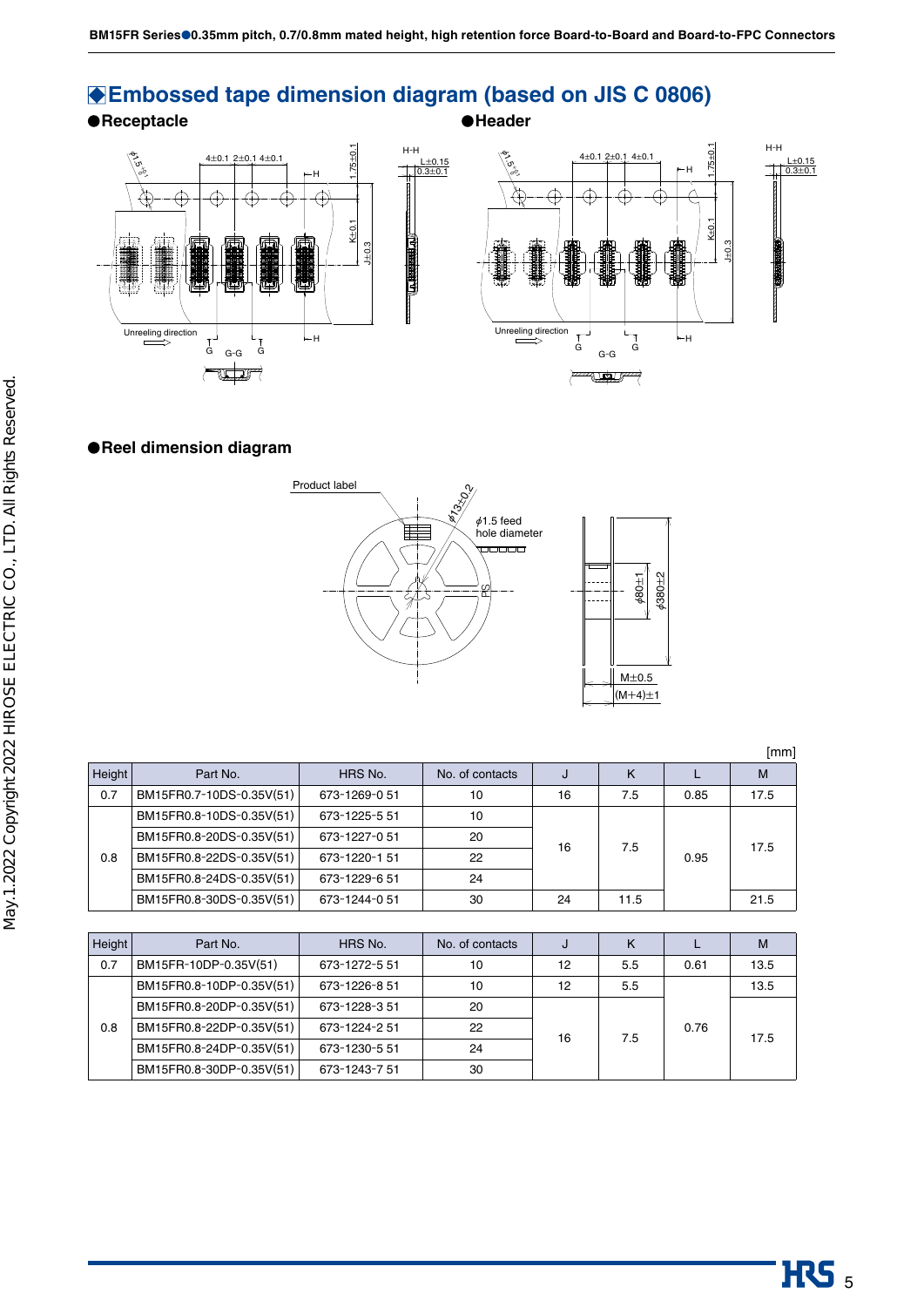## ◆Embossed tape dimension diagram (based on JIS C 0806)

●Receptacle

●Header

●Reel dimension diagram

[mm]

| Height | Part No. | HRS No. | No. of contacts | J | K | L | M |
|---|---|---|---|---|---|---|---|
| 0.7 | BM15FR0.7-10DS-0.35V(51) | 673-1269-0 51 | 10 | 16 | 7.5 | 0.85 | 17.5 |
| 0.8 | BM15FR0.8-10DS-0.35V(51) | 673-1225-5 51 | 10 | 16 | 7.5 | 0.95 | 17.5 |
| | BM15FR0.8-20DS-0.35V(51) | 673-1227-0 51 | 20 | | | | |
| | BM15FR0.8-22DS-0.35V(51) | 673-1220-1 51 | 22 | | | | |
| | BM15FR0.8-24DS-0.35V(51) | 673-1229-6 51 | 24 | | | | |
| | BM15FR0.8-30DS-0.35V(51) | 673-1244-0 51 | 30 | 24 | 11.5 | | 21.5 |

| Height | Part No. | HRS No. | No. of contacts | J | K | L | M |
|---|---|---|---|---|---|---|---|
| 0.7 | BM15FR-10DP-0.35V(51) | 673-1272-5 51 | 10 | 12 | 5.5 | 0.61 | 13.5 |
| 0.8 | BM15FR0.8-10DP-0.35V(51) | 673-1226-8 51 | 10 | 12 | 5.5 | 0.76 | 13.5 |
| | BM15FR0.8-20DP-0.35V(51) | 673-1228-3 51 | 20 | 16 | 7.5 | | 17.5 |
| | BM15FR0.8-22DP-0.35V(51) | 673-1224-2 51 | 22 | | | | |
| | BM15FR0.8-24DP-0.35V(51) | 673-1230-5 51 | 24 | | | | |
| | BM15FR0.8-30DP-0.35V(51) | 673-1243-7 51 | 30 | | | | |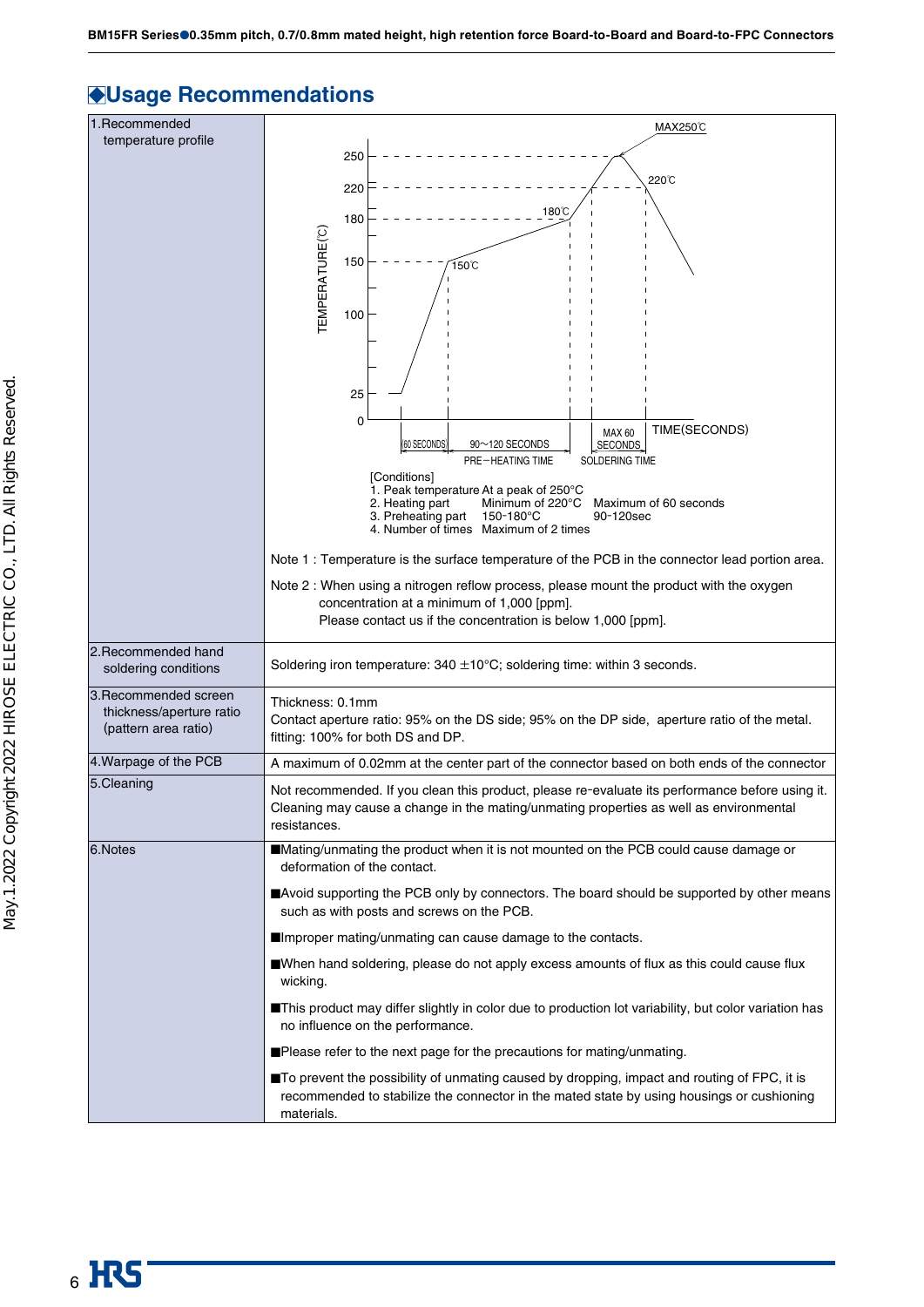## ◆Usage Recommendations

| | |
|---|---|
| 1.Recommended temperature profile | MAX250℃<br>TEMPERATURE(℃): 250, 220, 180, 150, 100, 25, 0<br>180℃ 150℃ 220℃<br>TIME(SECONDS)<br>60 SECONDS / 90～120 SECONDS / PRE－HEATING TIME / MAX 60 SECONDS / SOLDERING TIME<br>[Conditions]<br>1. Peak temperature At a peak of 250°C<br>2. Heating part Minimum of 220°C Maximum of 60 seconds<br>3. Preheating part 150-180°C 90-120sec<br>4. Number of times Maximum of 2 times<br>Note 1 : Temperature is the surface temperature of the PCB in the connector lead portion area.<br>Note 2 : When using a nitrogen reflow process, please mount the product with the oxygen concentration at a minimum of 1,000 [ppm]. Please contact us if the concentration is below 1,000 [ppm]. |
| 2.Recommended hand soldering conditions | Soldering iron temperature: 340 ±10°C; soldering time: within 3 seconds. |
| 3.Recommended screen thickness/aperture ratio (pattern area ratio) | Thickness: 0.1mm<br>Contact aperture ratio: 95% on the DS side; 95% on the DP side, aperture ratio of the metal.<br>fitting: 100% for both DS and DP. |
| 4.Warpage of the PCB | A maximum of 0.02mm at the center part of the connector based on both ends of the connector |
| 5.Cleaning | Not recommended. If you clean this product, please re-evaluate its performance before using it. Cleaning may cause a change in the mating/unmating properties as well as environmental resistances. |
| 6.Notes | ■Mating/unmating the product when it is not mounted on the PCB could cause damage or deformation of the contact.<br>■Avoid supporting the PCB only by connectors. The board should be supported by other means such as with posts and screws on the PCB.<br>■Improper mating/unmating can cause damage to the contacts.<br>■When hand soldering, please do not apply excess amounts of flux as this could cause flux wicking.<br>■This product may differ slightly in color due to production lot variability, but color variation has no influence on the performance.<br>■Please refer to the next page for the precautions for mating/unmating.<br>■To prevent the possibility of unmating caused by dropping, impact and routing of FPC, it is recommended to stabilize the connector in the mated state by using housings or cushioning materials. |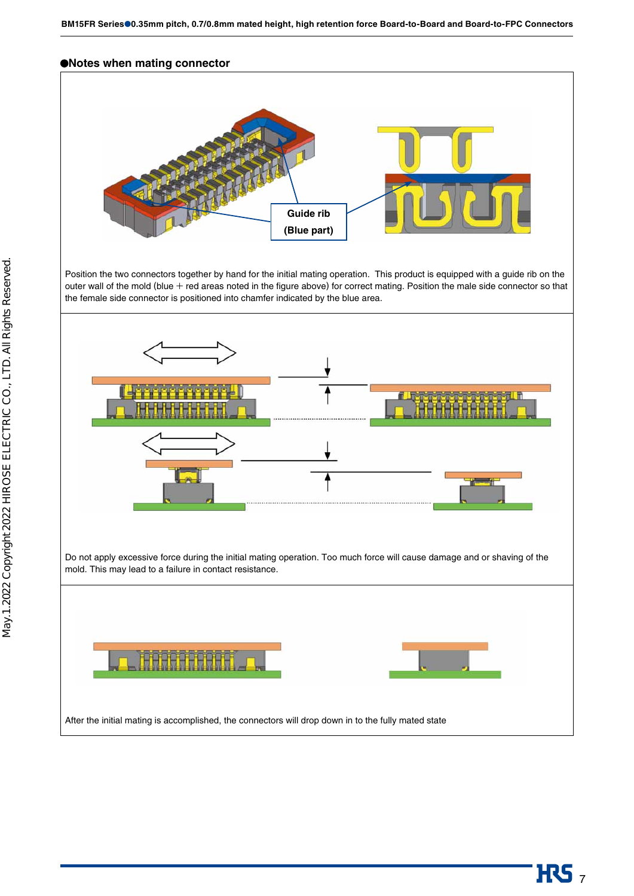## ●Notes when mating connector

Guide rib
(Blue part)

Position the two connectors together by hand for the initial mating operation. This product is equipped with a guide rib on the outer wall of the mold (blue + red areas noted in the figure above) for correct mating. Position the male side connector so that the female side connector is positioned into chamfer indicated by the blue area.

Do not apply excessive force during the initial mating operation. Too much force will cause damage and or shaving of the mold. This may lead to a failure in contact resistance.

After the initial mating is accomplished, the connectors will drop down in to the fully mated state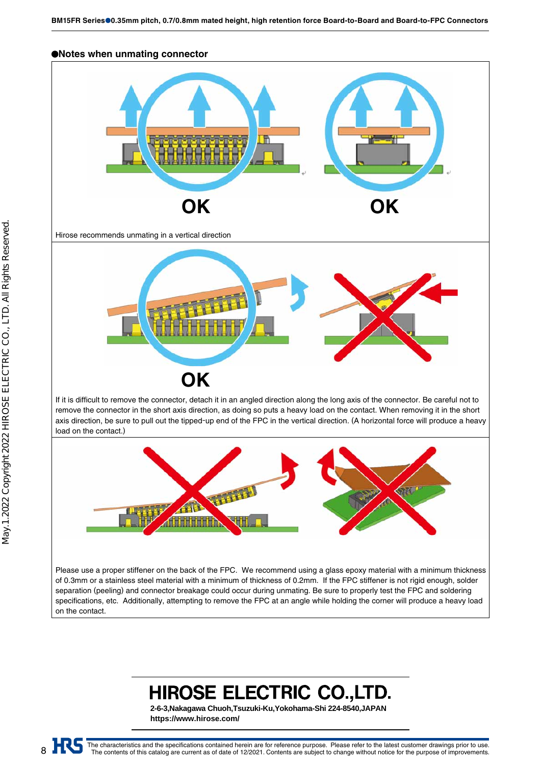## ●Notes when unmating connector

OK

OK

Hirose recommends unmating in a vertical direction

OK

If it is difficult to remove the connector, detach it in an angled direction along the long axis of the connector. Be careful not to remove the connector in the short axis direction, as doing so puts a heavy load on the contact. When removing it in the short axis direction, be sure to pull out the tipped-up end of the FPC in the vertical direction. (A horizontal force will produce a heavy load on the contact.)

Please use a proper stiffener on the back of the FPC.  We recommend using a glass epoxy material with a minimum thickness of 0.3mm or a stainless steel material with a minimum of thickness of 0.2mm.  If the FPC stiffener is not rigid enough, solder separation (peeling) and connector breakage could occur during unmating. Be sure to properly test the FPC and soldering specifications, etc.  Additionally, attempting to remove the FPC at an angle while holding the corner will produce a heavy load on the contact.

# HIROSE ELECTRIC CO.,LTD.

**2-6-3,Nakagawa Chuoh,Tsuzuki-Ku,Yokohama-Shi 224-8540,JAPAN**
**https://www.hirose.com/**

The characteristics and the specifications contained herein are for reference purpose.  Please refer to the latest customer drawings prior to use.
The contents of this catalog are current as of date of 12/2021. Contents are subject to change without notice for the purpose of improvements.